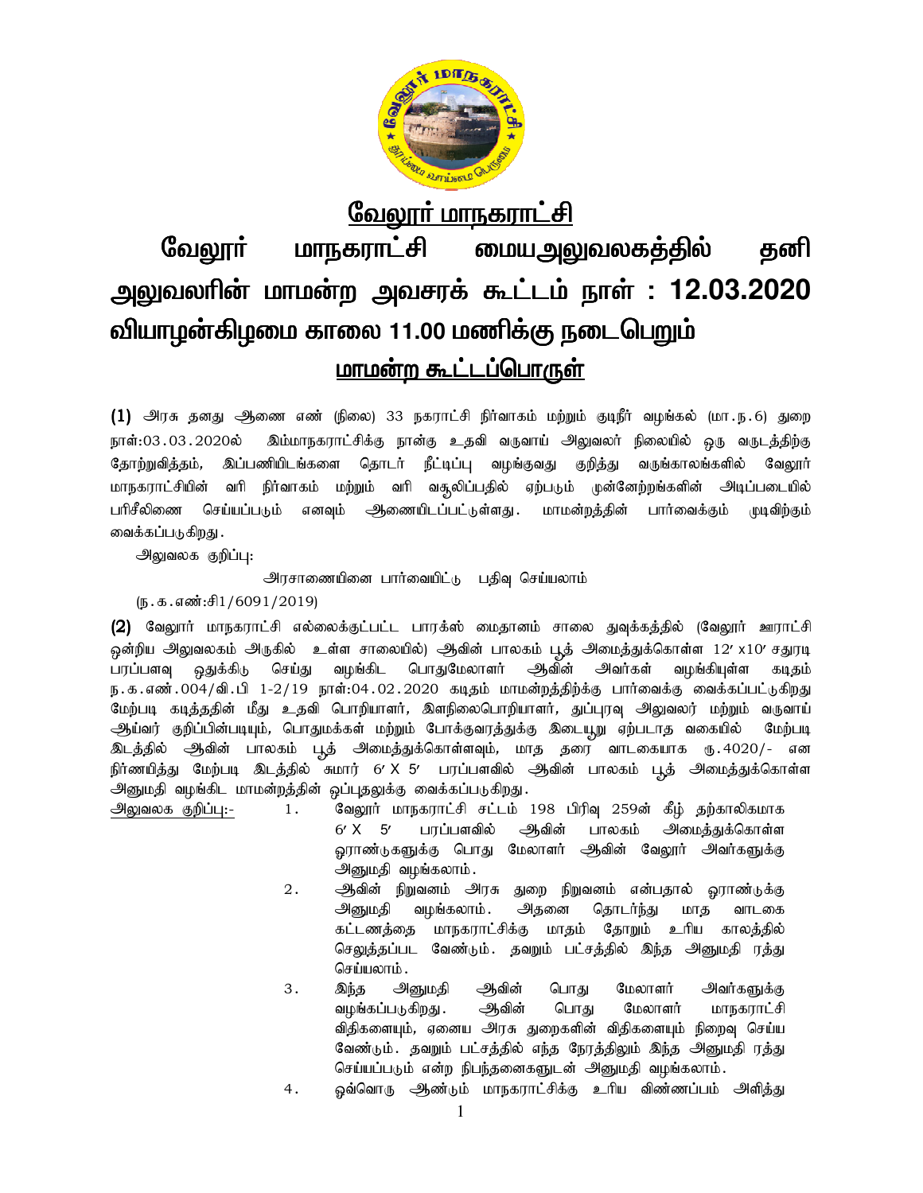# வேலூர் மாநகராட்சி

## வேலூர் மாநகராட்சி மையஅலுவலகத்தில் தனி அலுவலரின் மாமன்ற அவசரக் கூட்டம் நாள் : 12.03.2020 வியாழன்கிழமை காலை 11.00 மணிக்கு நடைபெறும்

## மாமன்ற கூட்டப்பொருள்

**(1)** அரசு தனது ஆணை எண் (நிலை) 33 நகராட்சி நிர்வாகம் மற்றும் குடிநீர் வழங்கல் (மா.ந.6) துறை நாள்:03.03.2020ல் இம்மாநகராட்சிக்கு நான்கு உதவி வருவாய் அலுவலர் நிலையில் ஒரு வருடத்திற்கு தோற்றுவித்தும், இப்பணியிடங்களை தொடர் நீட்டிப்பு வழங்குவது குறித்து வருங்காலங்களில் வேலூர் மாநகராட்சியின் வரி நிர்வாகம் மற்றும் வரி வசூலிப்பதில் ஏற்படும் முன்னேற்றங்களின் அடிப்படையில் பரிசீலிணை செய்யப்படும் எனவும் ஆணையிடப்பட்டுள்ளது. மாமன்றத்தின் பார்வைக்கும் முடிவிற்கும் வைக்கப்படுகிறது.

அலுவலக குறிப்பு:

அரசாணையினை பார்வையிட்டு பதிவு செய்யலாம்

(ந.க.எண்:சி1/6091/2019)

**(2)** வேலூர் மாநகராட்சி எல்லைக்குட்பட்ட பாரக்ஸ் மைதானம் சாலை துவக்கத்தில் (வேலூர் ஊராட்சி ஒன்றிய அலுவலகம் அருகில் உள்ள சாலையில்) ஆவின் பாலகம் பூத் அமைத்துக்கொள்ள 12′ x10′ சதுரடி பரப்பளவு ஒதுக்கிடு செய்து வழங்கிட பொதுமேலாளர் ஆவின் அவர்கள் வழங்கியுள்ள கடிதம் ந.க.எண்.004/வி.பி 1-2/19 நாள்:04.02.2020 கடிதம் மாமன்றத்திற்க்கு பார்வைக்கு வைக்கப்பட்டுகிறது மேற்படி கடித்ததின் மீது உதவி பொறியாளர், இளநிலைபொறியாளர், துப்புரவு அலுவலர் மற்றும் வருவாய் ஆய்வர் குறிப்பின்படியும், பொதுமக்கள் மற்றும் போக்குவரத்துக்கு இடையூறு ஏற்படாத வகையில் மேற்படி இடத்தில் ஆவின் பாலகம் பூத் அமைத்துக்கொள்ளவும், மாத தரை வாடகையாக ரூ.4020/- என நிர்ணயித்து மேற்படி இடத்தில் சுமார் 6′ X 5′ பரப்பளவில் ஆவின் பாலகம் பூத் அமைத்துக்கொள்ள அனுமதி வழங்கிட மாமன்றத்தின் ஒப்புதலுக்கு வைக்கப்படுகிறது.

அலுவலக குறிப்பு:-

1. வேலூர் மாநகராட்சி சட்டம் 198 பிரிவு 259ன் கீழ் தற்காலிகமாக 6′ X 5′ பரப்பளவில் ஆவின் பாலகம் அமைத்துக்கொள்ள ஓராண்டுகளுக்கு பொது மேலாளர் ஆவின் வேலூர் அவர்களுக்கு அனுமதி வழங்கலாம்.
2. ஆவின் நிறுவனம் அரசு துறை நிறுவனம் என்பதால் ஓராண்டுக்கு அனுமதி வழங்கலாம். அதனை தொடர்ந்து மாத வாடகை கட்டணத்தை மாநகராட்சிக்கு மாதம் தோறும் உரிய காலத்தில் செலுத்தப்பட வேண்டும். தவறும் பட்சத்தில் இந்த அனுமதி ரத்து செய்யலாம்.
3. இந்த அனுமதி ஆவின் பொது மேலாளர் அவர்களுக்கு வழங்கப்படுகிறது. ஆவின் பொது மேலாளர் மாநகராட்சி விதிகளையும், ஏனைய அரசு துறைகளின் விதிகளையும் நிறைவு செய்ய வேண்டும். தவறும் பட்சத்திலும் எந்த நேரத்திலும் இந்த அனுமதி ரத்து செய்யப்படும் என்ற நிபந்தனைகளுடன் அனுமதி வழங்கலாம்.
4. ஒவ்வொரு ஆண்டும் மாநகராட்சிக்கு உரிய விண்ணப்பம் அளித்து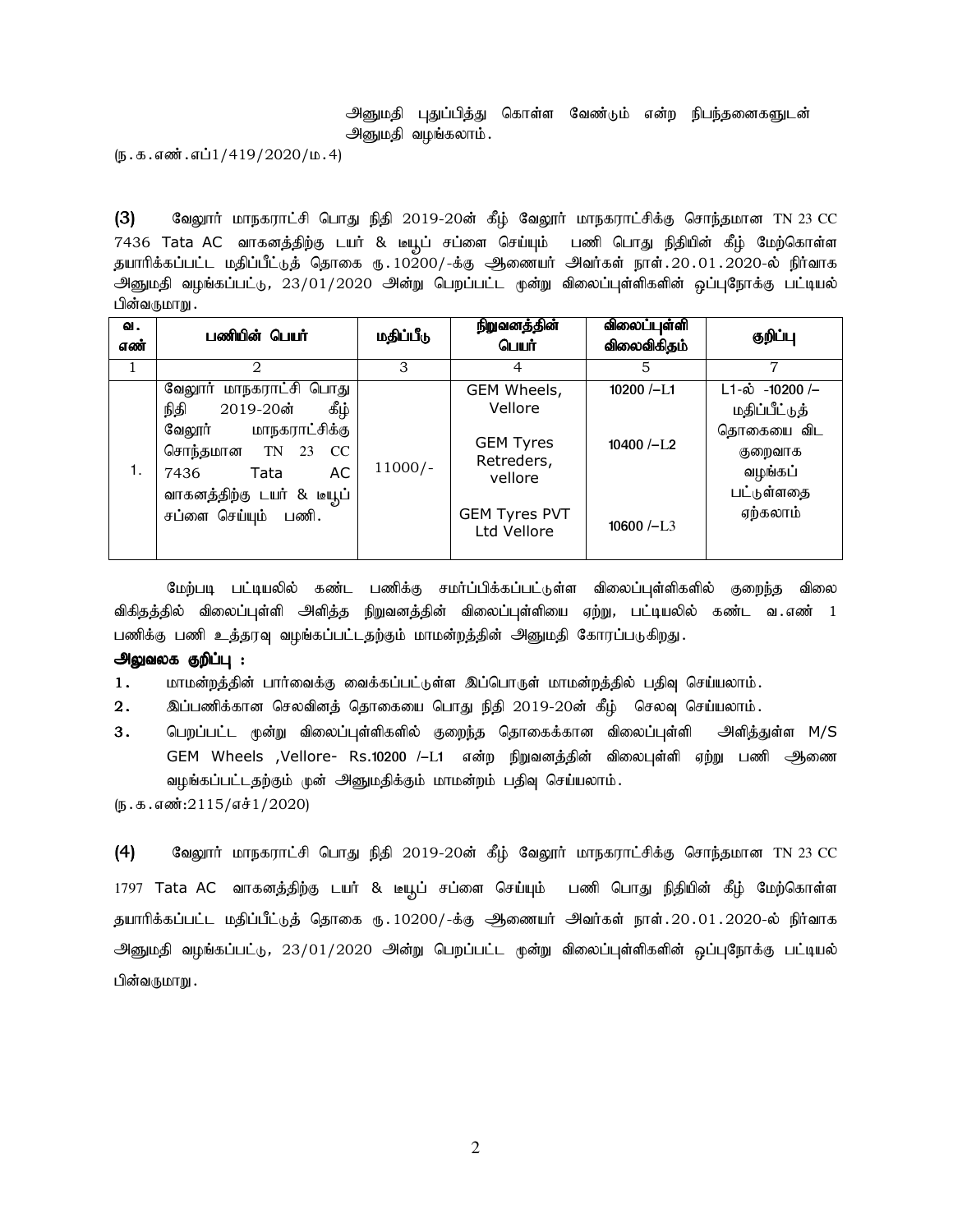அனுமதி புதுப்பித்து கொள்ள வேண்டும் என்ற நிபந்தனைகளுடன் அனுமதி வழங்கலாம்.

(ந.க.எண்.எப்1/419/2020/ம.4)

**(3)** வேலூர் மாநகராட்சி பொது நிதி 2019-20ன் கீழ் வேலூர் மாநகராட்சிக்கு சொந்தமான TN 23 CC 7436 Tata AC வாகனத்திற்கு டயர் & டீயூப் சப்ளை செய்யும் பணி பொது நிதியின் கீழ் மேற்கொள்ள தயாரிக்கப்பட்ட மதிப்பீட்டுத் தொகை ரு.10200/-க்கு ஆணையர் அவர்கள் நாள்.20.01.2020-ல் நிர்வாக அனுமதி வழங்கப்பட்டு, 23/01/2020 அன்று பெறப்பட்ட மூன்று விலைப்புள்ளிகளின் ஒப்புநோக்கு பட்டியல் பின்வருமாறு.

| வ. எண் | பணியின் பெயர் | மதிப்பீடு | நிறுவனத்தின் பெயர் | விலைப்புள்ளி விலைவிகிதம் | குறிப்பு |
|---|---|---|---|---|---|
| 1 | 2 | 3 | 4 | 5 | 7 |
| 1. | வேலூர் மாநகராட்சி பொது நிதி 2019-20ன் கீழ் வேலூர் மாநகராட்சிக்கு சொந்தமான TN 23 CC 7436 Tata AC வாகனத்திற்கு டயர் & டீயூப் சப்ளை செய்யும் பணி. | 11000/- | GEM Wheels, Vellore<br><br>GEM Tyres Retreders, vellore<br><br>GEM Tyres PVT Ltd Vellore | 10200 /–L1<br><br>10400 /–L2<br><br>10600 /–L3 | L1-ல் -10200 /– மதிப்பீட்டுத் தொகையை விட குறைவாக வழங்கப் பட்டுள்ளதை ஏற்கலாம் |

மேற்படி பட்டியலில் கண்ட பணிக்கு சமர்ப்பிக்கப்பட்டுள்ள விலைப்புள்ளிகளில் குறைந்த விலை விகிதத்தில் விலைப்புள்ளி அளித்த நிறுவனத்தின் விலைப்புள்ளியை ஏற்று, பட்டியலில் கண்ட வ.எண் 1 பணிக்கு பணி உத்தரவு வழங்கப்பட்டதற்கும் மாமன்றத்தின் அனுமதி கோரப்படுகிறது.

**அலுவலக குறிப்பு :**

1. மாமன்றத்தின் பார்வைக்கு வைக்கப்பட்டுள்ள இப்பொருள் மாமன்றத்தில் பதிவு செய்யலாம்.
2. இப்பணிக்கான செலவினத் தொகையை பொது நிதி 2019-20ன் கீழ் செலவு செய்யலாம்.
3. பெறப்பட்ட மூன்று விலைப்புள்ளிகளில் குறைந்த தொகைக்கான விலைப்புள்ளி அளித்துள்ள M/S GEM Wheels ,Vellore- Rs.10200 /–L1 என்ற நிறுவனத்தின் விலைபுள்ளி ஏற்று பணி ஆணை வழங்கப்பட்டதற்கும் முன் அனுமதிக்கும் மாமன்றம் பதிவு செய்யலாம்.

(ந.க.எண்:2115/எச்1/2020)

**(4)** வேலூர் மாநகராட்சி பொது நிதி 2019-20ன் கீழ் வேலூர் மாநகராட்சிக்கு சொந்தமான TN 23 CC 1797 Tata AC வாகனத்திற்கு டயர் & டீயூப் சப்ளை செய்யும் பணி பொது நிதியின் கீழ் மேற்கொள்ள தயாரிக்கப்பட்ட மதிப்பீட்டுத் தொகை ரு.10200/-க்கு ஆணையர் அவர்கள் நாள்.20.01.2020-ல் நிர்வாக அனுமதி வழங்கப்பட்டு, 23/01/2020 அன்று பெறப்பட்ட மூன்று விலைப்புள்ளிகளின் ஒப்புநோக்கு பட்டியல் பின்வருமாறு.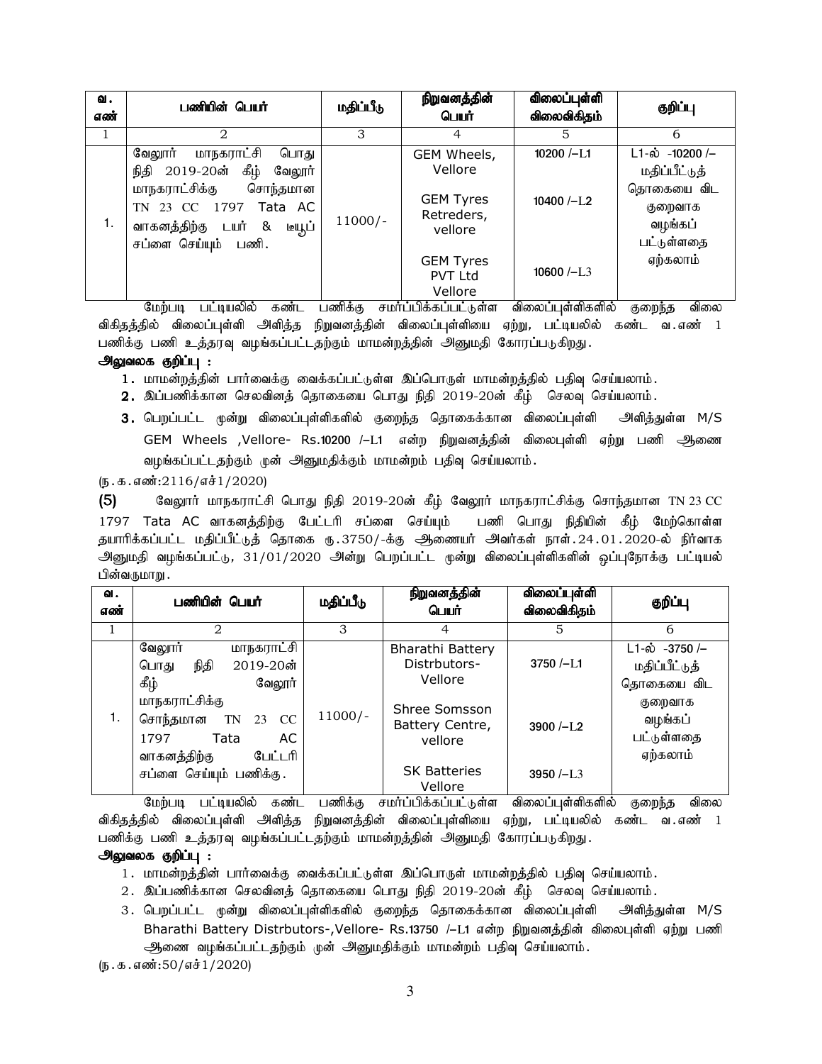| வ. எண் | பணியின் பெயர் | மதிப்பீடு | நிறுவனத்தின் பெயர் | விலைப்புள்ளி விலைவிகிதம் | குறிப்பு |
|---|---|---|---|---|---|
| 1 | 2 | 3 | 4 | 5 | 6 |
| 1. | வேலூா் மாநகராட்சி பொது நிதி 2019-20ன் கீழ் வேலூா் மாநகராட்சிக்கு சொந்தமான TN 23 CC 1797 Tata AC வாகனத்திற்கு டயா் & டீயூப் சப்ளை செய்யும் பணி. | 11000/- | GEM Wheels, Vellore<br><br>GEM Tyres Retreders, vellore<br><br>GEM Tyres PVT Ltd Vellore | 10200 /–L1<br><br>10400 /–L2<br><br>10600 /–L3 | L1-ல் -10200 /– மதிப்பீட்டுத் தொகையை விட குறைவாக வழங்கப் பட்டுள்ளதை ஏற்கலாம் |

மேற்படி பட்டியலில் கண்ட பணிக்கு சமா்ப்பிக்கப்பட்டுள்ள விலைப்புள்ளிகளில் குறைந்த விலை விகிதத்தில் விலைப்புள்ளி அளித்த நிறுவனத்தின் விலைப்புள்ளியை ஏற்று, பட்டியலில் கண்ட வ.எண் 1 பணிக்கு பணி உத்தரவு வழங்கப்பட்டதற்கும் மாமன்றத்தின் அனுமதி கோரப்படுகிறது.

**அலுவலக குறிப்பு :**

1. மாமன்றத்தின் பார்வைக்கு வைக்கப்பட்டுள்ள இப்பொருள் மாமன்றத்தில் பதிவு செய்யலாம்.
2. இப்பணிக்கான செலவினத் தொகையை பொது நிதி 2019-20ன் கீழ் செலவு செய்யலாம்.
3. பெறப்பட்ட மூன்று விலைப்புள்ளிகளில் குறைந்த தொகைக்கான விலைப்புள்ளி அளித்துள்ள M/S GEM Wheels ,Vellore- Rs.10200 /–L1 என்ற நிறுவனத்தின் விலைபுள்ளி ஏற்று பணி ஆணை வழங்கப்பட்டதற்கும் முன் அனுமதிக்கும் மாமன்றம் பதிவு செய்யலாம்.

(ந.க.எண்:2116/எச்1/2020)

**(5)** வேலூா் மாநகராட்சி பொது நிதி 2019-20ன் கீழ் வேலூா் மாநகராட்சிக்கு சொந்தமான TN 23 CC 1797 Tata AC வாகனத்திற்கு பேட்டரி சப்ளை செய்யும் பணி பொது நிதியின் கீழ் மேற்கொள்ள தயாரிக்கப்பட்ட மதிப்பீட்டுத் தொகை ரூ.3750/-க்கு ஆணையா் அவா்கள் நாள்.24.01.2020-ல் நிர்வாக அனுமதி வழங்கப்பட்டு, 31/01/2020 அன்று பெறப்பட்ட மூன்று விலைப்புள்ளிகளின் ஒப்புநோக்கு பட்டியல் பின்வருமாறு.

| வ. எண் | பணியின் பெயர் | மதிப்பீடு | நிறுவனத்தின் பெயர் | விலைப்புள்ளி விலைவிகிதம் | குறிப்பு |
|---|---|---|---|---|---|
| 1 | 2 | 3 | 4 | 5 | 6 |
| 1. | வேலூா் மாநகராட்சி பொது நிதி 2019-20ன் கீழ் வேலூா் மாநகராட்சிக்கு சொந்தமான TN 23 CC 1797 Tata AC வாகனத்திற்கு பேட்டரி சப்ளை செய்யும் பணிக்கு. | 11000/- | Bharathi Battery Distrbutors- Vellore<br><br>Shree Somsson Battery Centre, vellore<br><br>SK Batteries Vellore | 3750 /–L1<br><br>3900 /–L2<br><br>3950 /–L3 | L1-ல் -3750 /– மதிப்பீட்டுத் தொகையை விட குறைவாக வழங்கப் பட்டுள்ளதை ஏற்கலாம் |

மேற்படி பட்டியலில் கண்ட பணிக்கு சமா்ப்பிக்கப்பட்டுள்ள விலைப்புள்ளிகளில் குறைந்த விலை விகிதத்தில் விலைப்புள்ளி அளித்த நிறுவனத்தின் விலைப்புள்ளியை ஏற்று, பட்டியலில் கண்ட வ.எண் 1 பணிக்கு பணி உத்தரவு வழங்கப்பட்டதற்கும் மாமன்றத்தின் அனுமதி கோரப்படுகிறது.

**அலுவலக குறிப்பு :**

1. மாமன்றத்தின் பார்வைக்கு வைக்கப்பட்டுள்ள இப்பொருள் மாமன்றத்தில் பதிவு செய்யலாம்.
2. இப்பணிக்கான செலவினத் தொகையை பொது நிதி 2019-20ன் கீழ் செலவு செய்யலாம்.
3. பெறப்பட்ட மூன்று விலைப்புள்ளிகளில் குறைந்த தொகைக்கான விலைப்புள்ளி அளித்துள்ள M/S Bharathi Battery Distrbutors-,Vellore- Rs.13750 /–L1 என்ற நிறுவனத்தின் விலைபுள்ளி ஏற்று பணி ஆணை வழங்கப்பட்டதற்கும் முன் அனுமதிக்கும் மாமன்றம் பதிவு செய்யலாம்.

(ந.க.எண்:50/எச்1/2020)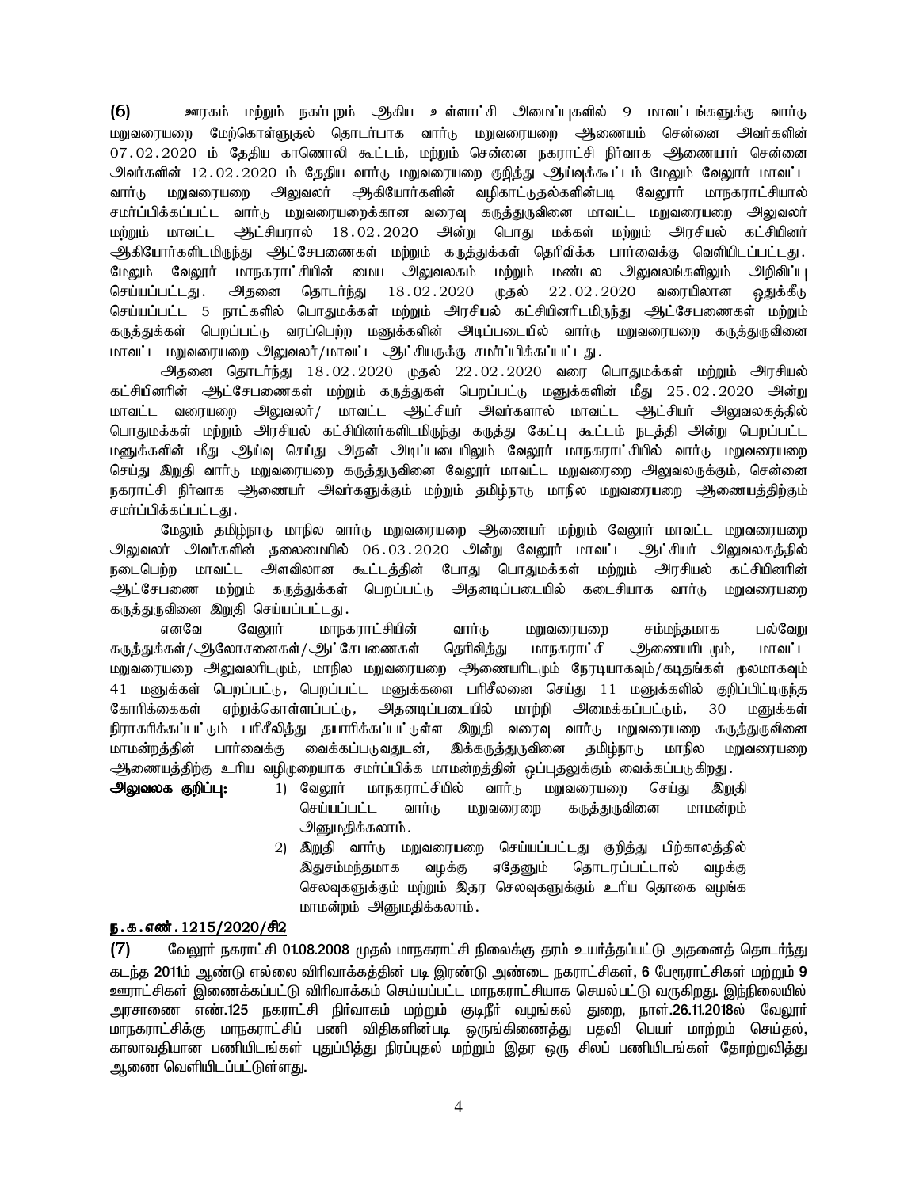**(6)** ஊரகம் மற்றும் நகர்புறம் ஆகிய உள்ளாட்சி அமைப்புகளில் 9 மாவட்டங்களுக்கு வார்டு மறுவரையறை மேற்கொள்ளுதல் தொடர்பாக வார்டு மறுவரையறை ஆணையம் சென்னை அவர்களின் 07.02.2020 ம் தேதிய காணொலி கூட்டம், மற்றும் சென்னை நகராட்சி நிர்வாக ஆணையார் சென்னை அவர்களின் 12.02.2020 ம் தேதிய வார்டு மறுவரையறை குறித்து ஆய்வுக்கூட்டம் மேலும் வேலூர் மாவட்ட வார்டு மறுவரையறை அலுவலர் ஆகியோர்களின் வழிகாட்டுதல்களின்படி வேலூர் மாநகராட்சியால் சமர்ப்பிக்கப்பட்ட வார்டு மறுவரையறைக்கான வரைவு கருத்துருவினை மாவட்ட மறுவரையறை அலுவலர் மற்றும் மாவட்ட ஆட்சியரால் 18.02.2020 அன்று பொது மக்கள் மற்றும் அரசியல் கட்சியினர் ஆகியோர்களிடமிருந்து ஆட்சேபணைகள் மற்றும் கருத்துக்கள் தெரிவிக்க பார்வைக்கு வெளியிடப்பட்டது. மேலும் வேலூர் மாநகராட்சியின் மைய அலுவலகம் மற்றும் மண்டல அலுவலங்களிலும் அறிவிப்பு செய்யப்பட்டது. அதனை தொடர்ந்து 18.02.2020 முதல் 22.02.2020 வரையிலான ஒதுக்கீடு செய்யப்பட்ட 5 நாட்களில் பொதுமக்கள் மற்றும் அரசியல் கட்சியினரிடமிருந்து ஆட்சேபணைகள் மற்றும் கருத்துக்கள் பெறப்பட்டு வரப்பெற்ற மனுக்களின் அடிப்படையில் வார்டு மறுவரையறை கருத்துருவினை மாவட்ட மறுவரையறை அலுவலர்/மாவட்ட ஆட்சியருக்கு சமர்ப்பிக்கப்பட்டது.

அதனை தொடர்ந்து 18.02.2020 முதல் 22.02.2020 வரை பொதுமக்கள் மற்றும் அரசியல் கட்சியினரின் ஆட்சேபணைகள் மற்றும் கருத்துகள் பெறப்பட்டு மனுக்களின் மீது 25.02.2020 அன்று மாவட்ட வரையறை அலுவலர்/ மாவட்ட ஆட்சியர் அவர்களால் மாவட்ட ஆட்சியர் அலுவலகத்தில் பொதுமக்கள் மற்றும் அரசியல் கட்சியினர்களிடமிருந்து கருத்து கேட்பு கூட்டம் நடத்தி அன்று பெறப்பட்ட மனுக்களின் மீது ஆய்வு செய்து அதன் அடிப்படையிலும் வேலூர் மாநகராட்சியில் வார்டு மறுவரையறை செய்து இறுதி வார்டு மறுவரையறை கருத்துருவினை வேலூர் மாவட்ட மறுவரைறை அலுவலருக்கும், சென்னை நகராட்சி நிர்வாக ஆணையர் அவர்களுக்கும் மற்றும் தமிழ்நாடு மாநில மறுவரையறை ஆணையத்திற்கும் சமர்ப்பிக்கப்பட்டது.

மேலும் தமிழ்நாடு மாநில வார்டு மறுவரையறை ஆணையர் மற்றும் வேலூர் மாவட்ட மறுவரையறை அலுவலர் அவர்களின் தலைமையில் 06.03.2020 அன்று வேலூர் மாவட்ட ஆட்சியர் அலுவலகத்தில் நடைபெற்ற மாவட்ட அளவிலான கூட்டத்தின் போது பொதுமக்கள் மற்றும் அரசியல் கட்சியினரின் ஆட்சேபணை மற்றும் கருத்துக்கள் பெறப்பட்டு அதனடிப்படையில் கடைசியாக வார்டு மறுவரையறை கருத்துருவினை இறுதி செய்யப்பட்டது.

எனவே வேலூர் மாநகராட்சியின் வார்டு மறுவரையறை சம்மந்தமாக பல்வேறு கருத்துக்கள்/ஆலோசனைகள்/ஆட்சேபணைகள் தெரிவித்து மாநகராட்சி ஆணையரிடமும், மாவட்ட மறுவரையறை அலுவலரிடமும், மாநில மறுவரையறை ஆணையரிடமும் நேரடியாகவும்/கடிதங்கள் மூலமாகவும் 41 மனுக்கள் பெறப்பட்டு, பெறப்பட்ட மனுக்களை பரிசீலனை செய்து 11 மனுக்களில் குறிப்பிட்டிருந்த கோரிக்கைகள் ஏற்றுக்கொள்ளப்பட்டு, அதனடிப்படையில் மாற்றி அமைக்கப்பட்டும், 30 மனுக்கள் நிராகரிக்கப்பட்டும் பரிசீலித்து தயாரிக்கப்பட்டுள்ள இறுதி வரைவு வார்டு மறுவரையறை கருத்துருவினை மாமன்றத்தின் பார்வைக்கு வைக்கப்படுவதுடன், இக்கருத்துருவினை தமிழ்நாடு மாநில மறுவரையறை ஆணையத்திற்கு உரிய வழிமுறையாக சமர்ப்பிக்க மாமன்றத்தின் ஒப்புதலுக்கும் வைக்கப்படுகிறது.

**அலுவலக குறிப்பு:**

1) வேலூர் மாநகராட்சியில் வார்டு மறுவரையறை செய்து இறுதி செய்யப்பட்ட வார்டு மறுவரைறை கருத்துருவினை மாமன்றம் அனுமதிக்கலாம்.
2) இறுதி வார்டு மறுவரையறை செய்யப்பட்டது குறித்து பிற்காலத்தில் இதுசம்மந்தமாக வழக்கு ஏதேனும் தொடரப்பட்டால் வழக்கு செலவுகளுக்கும் மற்றும் இதர செலவுகளுக்கும் உரிய தொகை வழங்க மாமன்றம் அனுமதிக்கலாம்.

**ந.க.எண்.1215/2020/சி2**

**(7)** வேலூர் நகராட்சி 01.08.2008 முதல் மாநகராட்சி நிலைக்கு தரம் உயர்த்தப்பட்டு அதனைத் தொடர்ந்து கடந்த 2011ம் ஆண்டு எல்லை விரிவாக்கத்தின் படி இரண்டு அண்டை நகராட்சிகள், 6 பேரூராட்சிகள் மற்றும் 9 ஊராட்சிகள் இணைக்கப்பட்டு விரிவாக்கம் செய்யப்பட்ட மாநகராட்சியாக செயல்பட்டு வருகிறது. இந்நிலையில் அரசாணை எண்.125 நகராட்சி நிர்வாகம் மற்றும் குடிநீர் வழங்கல் துறை, நாள்.26.11.2018ல் வேலூர் மாநகராட்சிக்கு மாநகராட்சிப் பணி விதிகளின்படி ஒருங்கிணைத்து பதவி பெயர் மாற்றம் செய்தல், காலாவதியான பணியிடங்கள் புதுப்பித்து நிரப்புதல் மற்றும் இதர ஒரு சிலப் பணியிடங்கள் தோற்றுவித்து ஆணை வெளியிடப்பட்டுள்ளது.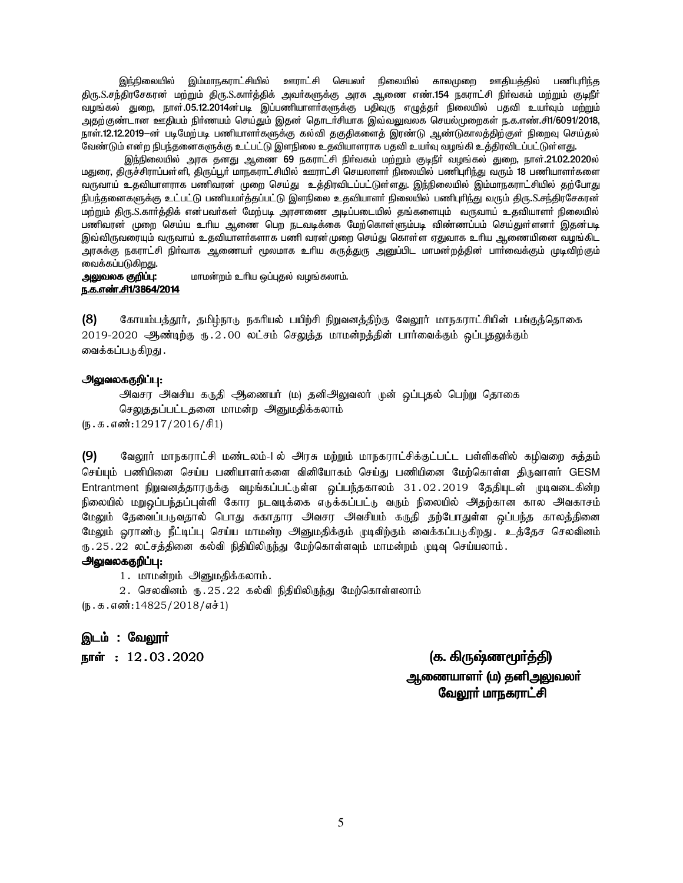இந்நிலையில் இம்மாநகராட்சியில் ஊராட்சி செயலர் நிலையில் காலமுறை ஊதியத்தில் பணிபுரிந்த திரு.S.சந்திரசேகரன் மற்றும் திரு.S.கார்த்திக் அவர்களுக்கு அரசு ஆணை எண்.154 நகராட்சி நிர்வகம் மற்றும் குடிநீர் வழங்கல் துறை, நாள்.05.12.2014ன்படி இப்பணியாளர்களுக்கு பதிவுரு எழுத்தர் நிலையில் பதவி உயர்வும் மற்றும் அதற்குண்டான ஊதியம் நிர்ணயம் செய்தும் இதன் தொடர்ச்சியாக இவ்வலுவலக செயல்முறைகள் ந.க.எண்.சி1/6091/2018, நாள்.12.12.2019–ன் படிமேற்படி பணியாளர்களுக்கு கல்வி தகுதிகளைத் இரண்டு ஆண்டுகாலத்திற்குள் நிறைவு செய்தல் வேண்டும் என்ற நிபந்தனைகளுக்கு உட்பட்டு இளநிலை உதவியாளராக பதவி உயர்வு வழங்கி உத்திரவிடப்பட்டுள்ளது.

இந்நிலையில் அரசு தனது ஆணை 69 நகராட்சி நிர்வகம் மற்றும் குடிநீர் வழங்கல் துறை, நாள்.21.02.2020ல் மதுரை, திருச்சிராப்பள்ளி, திருப்பூர் மாநகராட்சியில் ஊராட்சி செயலாளர் நிலையில் பணிபுரிந்து வரும் 18 பணியாளர்களை வருவாய் உதவியாளராக பணிவரன் முறை செய்து உத்திரவிடப்பட்டுள்ளது. இந்நிலையில் இம்மாநகராட்சியில் தற்போது நிபந்தனைகளுக்கு உட்பட்டு பணியமர்த்தப்பட்டு இளநிலை உதவியாளர் நிலையில் பணிபுரிந்து வரும் திரு.S.சந்திரசேகரன் மற்றும் திரு.S.கார்த்திக் என்பவர்கள் மேற்படி அரசாணை அடிப்படையில் தங்களையும் வருவாய் உதவியாளர் நிலையில் பணிவரன் முறை செய்ய உரிய ஆணை பெற நடவடிக்கை மேற்கொள்ளும்படி விண்ணப்பம் செய்துள்ளனர் இதன்படி இவ்விருவரையும் வருவாய் உதவியாளர்களாக பணி வரன்முறை செய்து கொள்ள ஏதுவாக உரிய ஆணையினை வழங்கிட அரசுக்கு நகராட்சி நிர்வாக ஆணையர் மூலமாக உரிய கருத்துரு அனுப்பிட மாமன்றத்தின் பார்வைக்கும் முடிவிற்கும் வைக்கப்படுகிறது.

**அலுவலக குறிப்பு:** மாமன்றம் உரிய ஒப்புதல் வழங்கலாம்.

**ந.க.எண்.சி1/3864/2014**

**(8)** கோயம்பத்தூர், தமிழ்நாடு நகரியல் பயிற்சி நிறுவனத்திற்கு வேலூர் மாநகராட்சியின் பங்குத்தொகை 2019-2020 ஆண்டிற்கு ரு.2.00 லட்சம் செலுத்த மாமன்றத்தின் பார்வைக்கும் ஒப்புதலுக்கும் வைக்கப்படுகிறது.

**அலுவலககுறிப்பு:**

அவசர அவசிய கருதி ஆணையர் (ம) தனிஅலுவலர் முன் ஒப்புதல் பெற்று தொகை செலுத்தப்பட்டதனை மாமன்ற அனுமதிக்கலாம்

(ந.க.எண்:12917/2016/சி1)

**(9)** வேலூர் மாநகராட்சி மண்டலம்-I ல் அரசு மற்றும் மாநகராட்சிக்குட்பட்ட பள்ளிகளில் கழிவறை சுத்தம் செய்யும் பணியினை செய்ய பணியாளர்களை வினியோகம் செய்து பணியினை மேற்கொள்ள திருவாளர் GESM Entrantment நிறுவனத்தாரருக்கு வழங்கப்பட்டுள்ள ஒப்பந்தகாலம் 31.02.2019 தேதியுடன் முடிவடைகின்ற நிலையில் மறுஒப்பந்தப்புள்ளி கோர நடவடிக்கை எடுக்கப்பட்டு வரும் நிலையில் அதற்கான கால அவகாசம் மேலும் தேவைப்படுவதால் பொது சுகாதார அவசர அவசியம் கருதி தற்போதுள்ள ஒப்பந்த காலத்தினை மேலும் ஓராண்டு நீட்டிப்பு செய்ய மாமன்ற அனுமதிக்கும் முடிவிற்கும் வைக்கப்படுகிறது. உத்தேச செலவினம் ரு.25.22 லட்சத்தினை கல்வி நிதியிலிருந்து மேற்கொள்ளவும் மாமன்றம் முடிவு செய்யலாம்.

**அலுவலககுறிப்பு:**

1. மாமன்றம் அனுமதிக்கலாம்.
2. செலவினம் ரு.25.22 கல்வி நிதியிலிருந்து மேற்கொள்ளலாம்

(ந.க.எண்:14825/2018/எச்1)

**இடம் : வேலூர்**

**நாள் : 12.03.2020**

**(க. கிருஷ்ணமூர்த்தி)**
**ஆணையாளர் (ம) தனிஅலுவலர்**
**வேலூர் மாநகராட்சி**